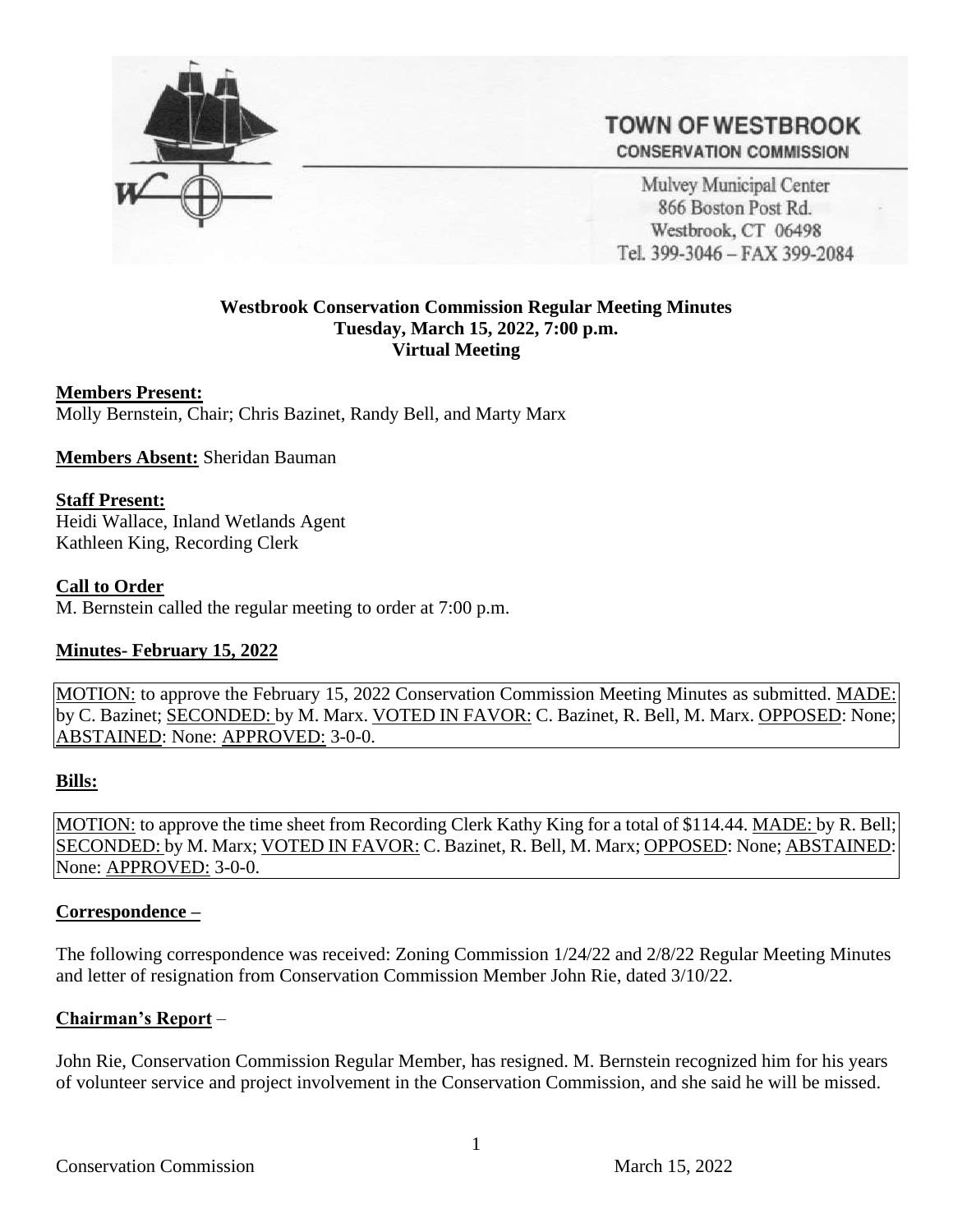**TOWN OF WESTBROOK**
**CONSERVATION COMMISSION**

Mulvey Municipal Center
866 Boston Post Rd.
Westbrook, CT 06498
Tel. 399-3046 – FAX 399-2084

**Westbrook Conservation Commission Regular Meeting Minutes**
**Tuesday, March 15, 2022, 7:00 p.m.**
**Virtual Meeting**

**Members Present:**
Molly Bernstein, Chair; Chris Bazinet, Randy Bell, and Marty Marx

**Members Absent:** Sheridan Bauman

**Staff Present:**
Heidi Wallace, Inland Wetlands Agent
Kathleen King, Recording Clerk

**Call to Order**
M. Bernstein called the regular meeting to order at 7:00 p.m.

**Minutes- February 15, 2022**

MOTION: to approve the February 15, 2022 Conservation Commission Meeting Minutes as submitted. MADE: by C. Bazinet; SECONDED: by M. Marx. VOTED IN FAVOR: C. Bazinet, R. Bell, M. Marx. OPPOSED: None; ABSTAINED: None: APPROVED: 3-0-0.

**Bills:**

MOTION: to approve the time sheet from Recording Clerk Kathy King for a total of $114.44. MADE: by R. Bell; SECONDED: by M. Marx; VOTED IN FAVOR: C. Bazinet, R. Bell, M. Marx; OPPOSED: None; ABSTAINED: None: APPROVED: 3-0-0.

**Correspondence –**

The following correspondence was received: Zoning Commission 1/24/22 and 2/8/22 Regular Meeting Minutes and letter of resignation from Conservation Commission Member John Rie, dated 3/10/22.

**Chairman's Report** –

John Rie, Conservation Commission Regular Member, has resigned. M. Bernstein recognized him for his years of volunteer service and project involvement in the Conservation Commission, and she said he will be missed.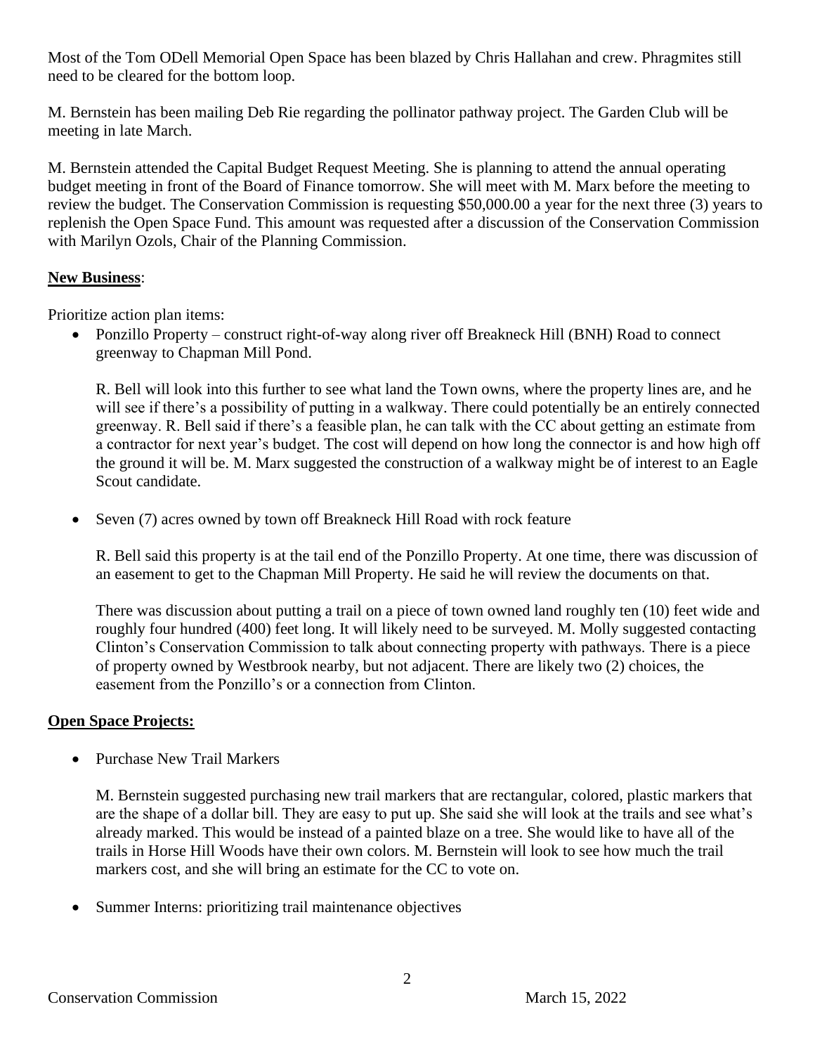Most of the Tom ODell Memorial Open Space has been blazed by Chris Hallahan and crew. Phragmites still need to be cleared for the bottom loop.

M. Bernstein has been mailing Deb Rie regarding the pollinator pathway project. The Garden Club will be meeting in late March.

M. Bernstein attended the Capital Budget Request Meeting. She is planning to attend the annual operating budget meeting in front of the Board of Finance tomorrow. She will meet with M. Marx before the meeting to review the budget. The Conservation Commission is requesting $50,000.00 a year for the next three (3) years to replenish the Open Space Fund. This amount was requested after a discussion of the Conservation Commission with Marilyn Ozols, Chair of the Planning Commission.

**New Business**:

Prioritize action plan items:

- Ponzillo Property – construct right-of-way along river off Breakneck Hill (BNH) Road to connect greenway to Chapman Mill Pond.

  R. Bell will look into this further to see what land the Town owns, where the property lines are, and he will see if there's a possibility of putting in a walkway. There could potentially be an entirely connected greenway. R. Bell said if there's a feasible plan, he can talk with the CC about getting an estimate from a contractor for next year's budget. The cost will depend on how long the connector is and how high off the ground it will be. M. Marx suggested the construction of a walkway might be of interest to an Eagle Scout candidate.

- Seven (7) acres owned by town off Breakneck Hill Road with rock feature

  R. Bell said this property is at the tail end of the Ponzillo Property. At one time, there was discussion of an easement to get to the Chapman Mill Property. He said he will review the documents on that.

  There was discussion about putting a trail on a piece of town owned land roughly ten (10) feet wide and roughly four hundred (400) feet long. It will likely need to be surveyed. M. Molly suggested contacting Clinton's Conservation Commission to talk about connecting property with pathways. There is a piece of property owned by Westbrook nearby, but not adjacent. There are likely two (2) choices, the easement from the Ponzillo's or a connection from Clinton.

**Open Space Projects:**

- Purchase New Trail Markers

  M. Bernstein suggested purchasing new trail markers that are rectangular, colored, plastic markers that are the shape of a dollar bill. They are easy to put up. She said she will look at the trails and see what's already marked. This would be instead of a painted blaze on a tree. She would like to have all of the trails in Horse Hill Woods have their own colors. M. Bernstein will look to see how much the trail markers cost, and she will bring an estimate for the CC to vote on.

- Summer Interns: prioritizing trail maintenance objectives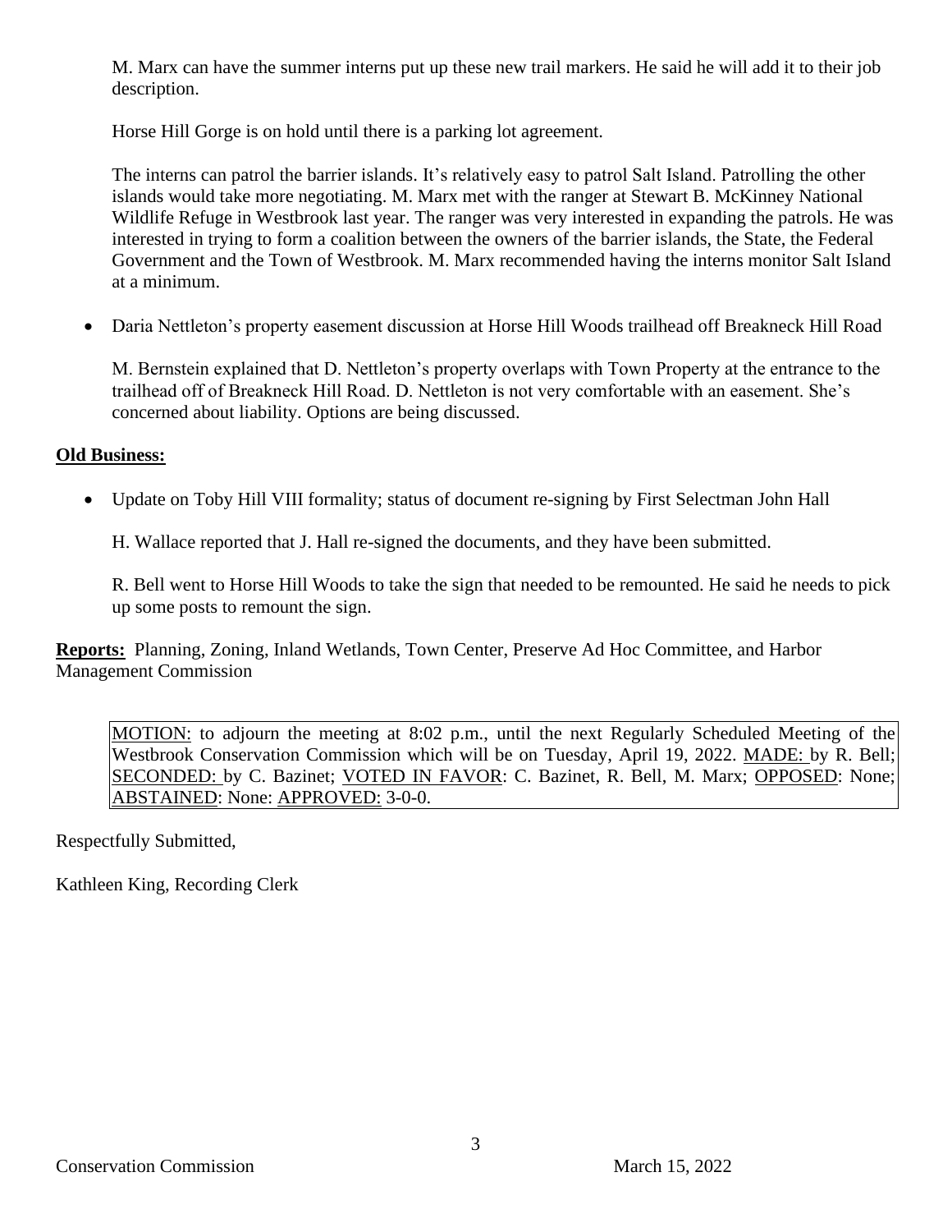M. Marx can have the summer interns put up these new trail markers. He said he will add it to their job description.

Horse Hill Gorge is on hold until there is a parking lot agreement.

The interns can patrol the barrier islands. It's relatively easy to patrol Salt Island. Patrolling the other islands would take more negotiating. M. Marx met with the ranger at Stewart B. McKinney National Wildlife Refuge in Westbrook last year. The ranger was very interested in expanding the patrols. He was interested in trying to form a coalition between the owners of the barrier islands, the State, the Federal Government and the Town of Westbrook. M. Marx recommended having the interns monitor Salt Island at a minimum.

- Daria Nettleton's property easement discussion at Horse Hill Woods trailhead off Breakneck Hill Road

  M. Bernstein explained that D. Nettleton's property overlaps with Town Property at the entrance to the trailhead off of Breakneck Hill Road. D. Nettleton is not very comfortable with an easement. She's concerned about liability. Options are being discussed.

**Old Business:**

- Update on Toby Hill VIII formality; status of document re-signing by First Selectman John Hall

  H. Wallace reported that J. Hall re-signed the documents, and they have been submitted.

  R. Bell went to Horse Hill Woods to take the sign that needed to be remounted. He said he needs to pick up some posts to remount the sign.

**Reports:** Planning, Zoning, Inland Wetlands, Town Center, Preserve Ad Hoc Committee, and Harbor Management Commission

MOTION: to adjourn the meeting at 8:02 p.m., until the next Regularly Scheduled Meeting of the Westbrook Conservation Commission which will be on Tuesday, April 19, 2022. MADE: by R. Bell; SECONDED: by C. Bazinet; VOTED IN FAVOR: C. Bazinet, R. Bell, M. Marx; OPPOSED: None; ABSTAINED: None: APPROVED: 3-0-0.

Respectfully Submitted,

Kathleen King, Recording Clerk